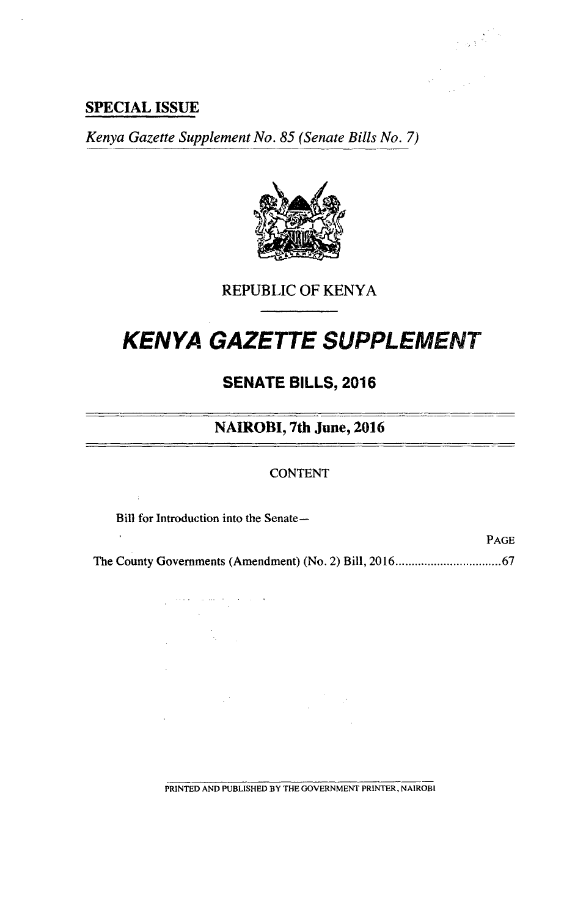**SPECIAL ISSUE**

*Kenya Gazette Supplement No. 85 (Senate Bills No. 7)*

REPUBLIC OF KENYA

# *KENYA GAZETTE SUPPLEMENT*

## SENATE BILLS, 2016

### NAIROBI, 7th June, 2016

CONTENT

Bill for Introduction into the Senate—

| | PAGE |
|---|---|
| The County Governments (Amendment) (No. 2) Bill, 2016 | 67 |

PRINTED AND PUBLISHED BY THE GOVERNMENT PRINTER, NAIROBI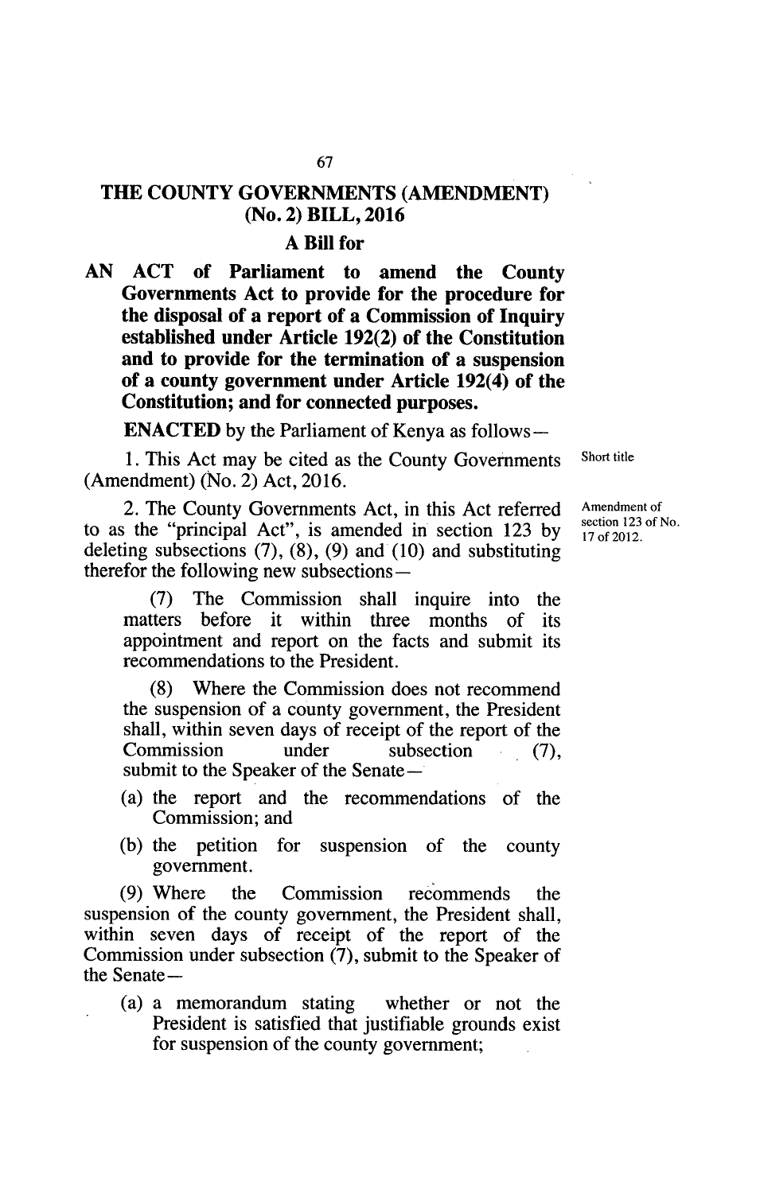# THE COUNTY GOVERNMENTS (AMENDMENT) (No. 2) BILL, 2016

## A Bill for

**AN ACT of Parliament to amend the County Governments Act to provide for the procedure for the disposal of a report of a Commission of Inquiry established under Article 192(2) of the Constitution and to provide for the termination of a suspension of a county government under Article 192(4) of the Constitution; and for connected purposes.**

**ENACTED** by the Parliament of Kenya as follows—

Short title

1. This Act may be cited as the County Governments (Amendment) (No. 2) Act, 2016.

Amendment of section 123 of No. 17 of 2012.

2. The County Governments Act, in this Act referred to as the "principal Act", is amended in section 123 by deleting subsections (7), (8), (9) and (10) and substituting therefor the following new subsections—

> (7) The Commission shall inquire into the matters before it within three months of its appointment and report on the facts and submit its recommendations to the President.
>
> (8) Where the Commission does not recommend the suspension of a county government, the President shall, within seven days of receipt of the report of the Commission under subsection (7), submit to the Speaker of the Senate—
>
> (a) the report and the recommendations of the Commission; and
>
> (b) the petition for suspension of the county government.
>
> (9) Where the Commission recommends the suspension of the county government, the President shall, within seven days of receipt of the report of the Commission under subsection (7), submit to the Speaker of the Senate—
>
> (a) a memorandum stating whether or not the President is satisfied that justifiable grounds exist for suspension of the county government;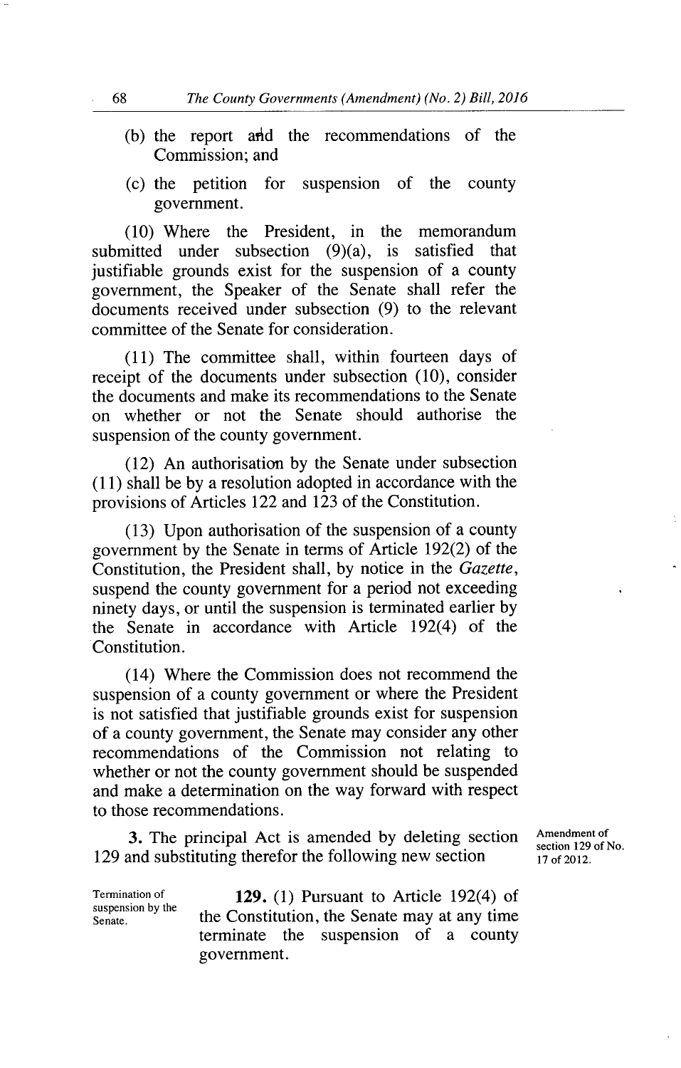(b) the report and the recommendations of the Commission; and

(c) the petition for suspension of the county government.

(10) Where the President, in the memorandum submitted under subsection (9)(a), is satisfied that justifiable grounds exist for the suspension of a county government, the Speaker of the Senate shall refer the documents received under subsection (9) to the relevant committee of the Senate for consideration.

(11) The committee shall, within fourteen days of receipt of the documents under subsection (10), consider the documents and make its recommendations to the Senate on whether or not the Senate should authorise the suspension of the county government.

(12) An authorisation by the Senate under subsection (11) shall be by a resolution adopted in accordance with the provisions of Articles 122 and 123 of the Constitution.

(13) Upon authorisation of the suspension of a county government by the Senate in terms of Article 192(2) of the Constitution, the President shall, by notice in the *Gazette*, suspend the county government for a period not exceeding ninety days, or until the suspension is terminated earlier by the Senate in accordance with Article 192(4) of the Constitution.

(14) Where the Commission does not recommend the suspension of a county government or where the President is not satisfied that justifiable grounds exist for suspension of a county government, the Senate may consider any other recommendations of the Commission not relating to whether or not the county government should be suspended and make a determination on the way forward with respect to those recommendations.

**3.** The principal Act is amended by deleting section 129 and substituting therefor the following new section

Amendment of section 129 of No. 17 of 2012.

Termination of suspension by the Senate.

**129.** (1) Pursuant to Article 192(4) of the Constitution, the Senate may at any time terminate the suspension of a county government.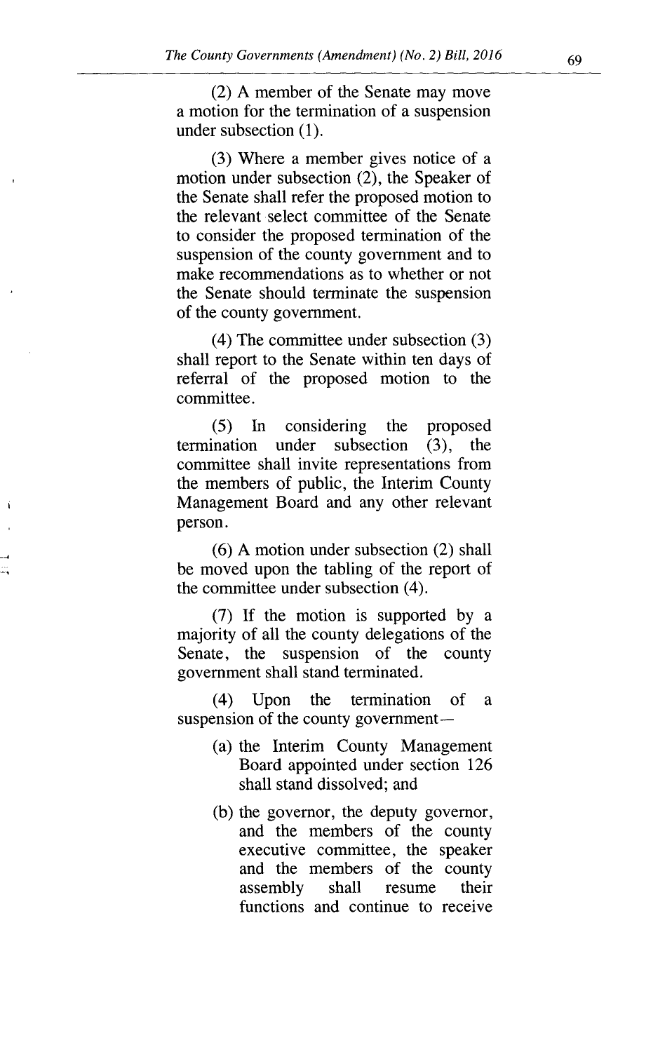(2) A member of the Senate may move a motion for the termination of a suspension under subsection (1).

(3) Where a member gives notice of a motion under subsection (2), the Speaker of the Senate shall refer the proposed motion to the relevant select committee of the Senate to consider the proposed termination of the suspension of the county government and to make recommendations as to whether or not the Senate should terminate the suspension of the county government.

(4) The committee under subsection (3) shall report to the Senate within ten days of referral of the proposed motion to the committee.

(5) In considering the proposed termination under subsection (3), the committee shall invite representations from the members of public, the Interim County Management Board and any other relevant person.

(6) A motion under subsection (2) shall be moved upon the tabling of the report of the committee under subsection (4).

(7) If the motion is supported by a majority of all the county delegations of the Senate, the suspension of the county government shall stand terminated.

(4) Upon the termination of a suspension of the county government—

- (a) the Interim County Management Board appointed under section 126 shall stand dissolved; and
- (b) the governor, the deputy governor, and the members of the county executive committee, the speaker and the members of the county assembly shall resume their functions and continue to receive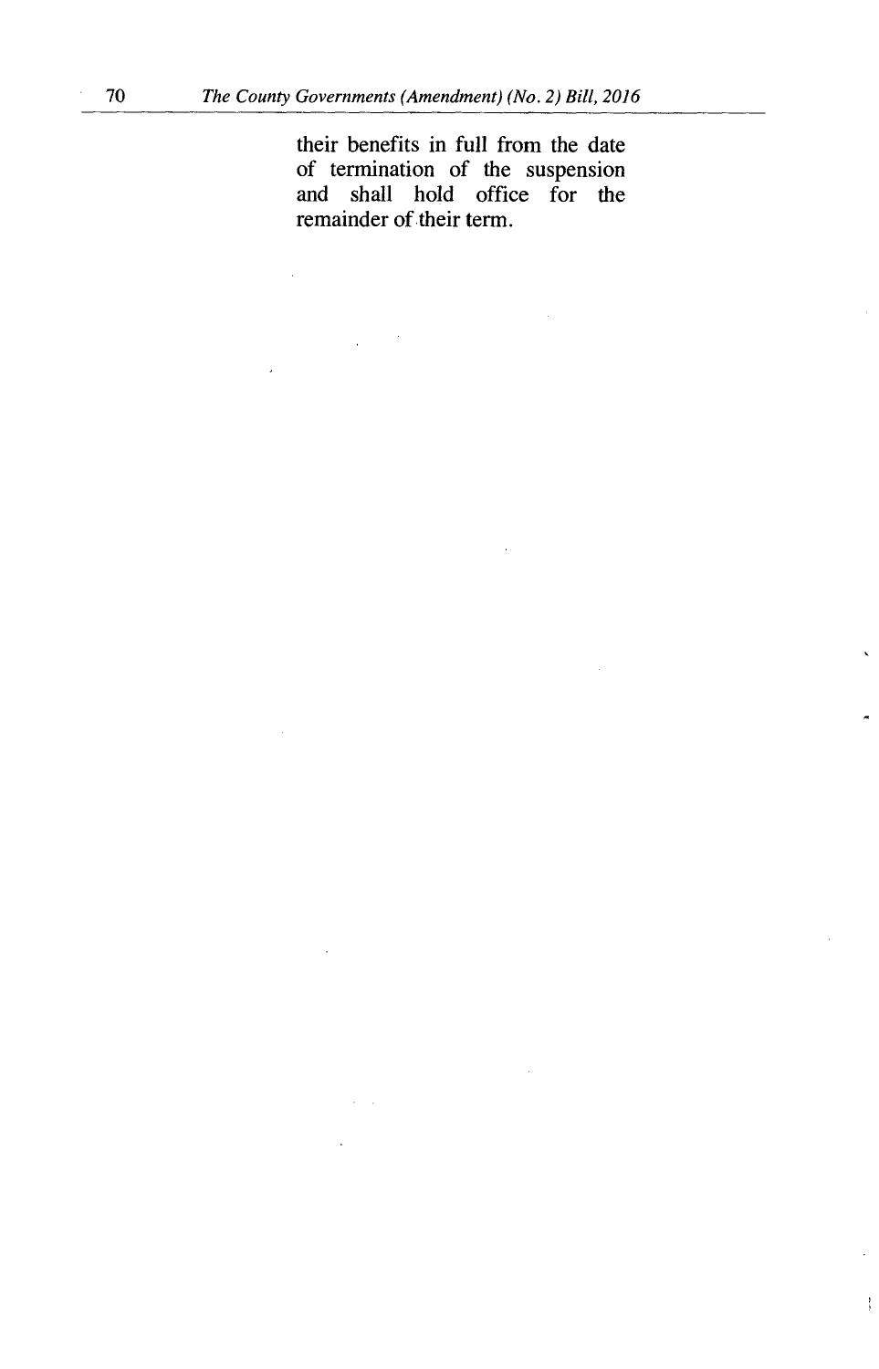their benefits in full from the date of termination of the suspension and shall hold office for the remainder of their term.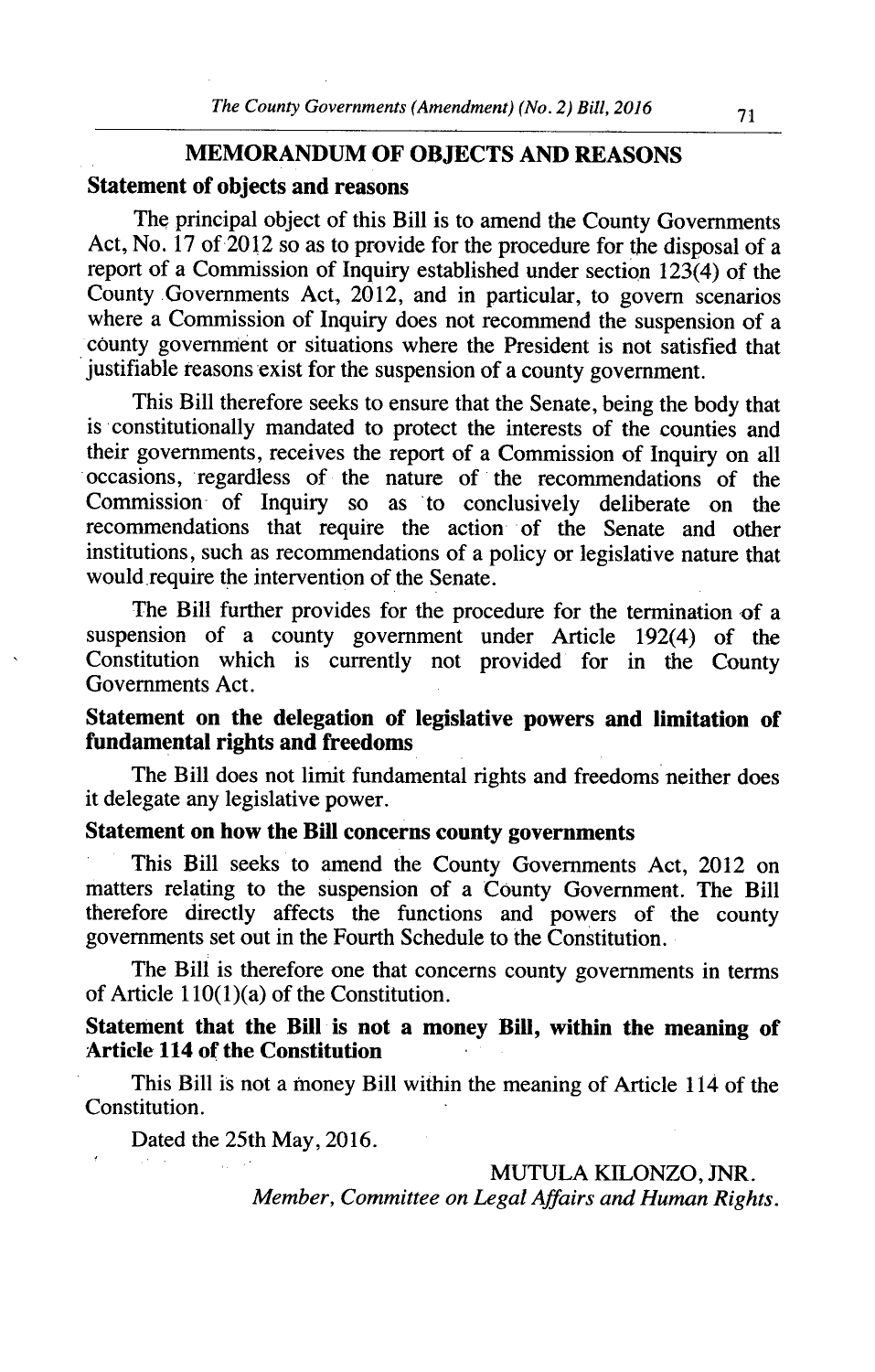## MEMORANDUM OF OBJECTS AND REASONS

### Statement of objects and reasons

The principal object of this Bill is to amend the County Governments Act, No. 17 of 2012 so as to provide for the procedure for the disposal of a report of a Commission of Inquiry established under section 123(4) of the County Governments Act, 2012, and in particular, to govern scenarios where a Commission of Inquiry does not recommend the suspension of a county government or situations where the President is not satisfied that justifiable reasons exist for the suspension of a county government.

This Bill therefore seeks to ensure that the Senate, being the body that is constitutionally mandated to protect the interests of the counties and their governments, receives the report of a Commission of Inquiry on all occasions, regardless of the nature of the recommendations of the Commission of Inquiry so as to conclusively deliberate on the recommendations that require the action of the Senate and other institutions, such as recommendations of a policy or legislative nature that would require the intervention of the Senate.

The Bill further provides for the procedure for the termination of a suspension of a county government under Article 192(4) of the Constitution which is currently not provided for in the County Governments Act.

### Statement on the delegation of legislative powers and limitation of fundamental rights and freedoms

The Bill does not limit fundamental rights and freedoms neither does it delegate any legislative power.

### Statement on how the Bill concerns county governments

This Bill seeks to amend the County Governments Act, 2012 on matters relating to the suspension of a County Government. The Bill therefore directly affects the functions and powers of the county governments set out in the Fourth Schedule to the Constitution.

The Bill is therefore one that concerns county governments in terms of Article 110(1)(a) of the Constitution.

### Statement that the Bill is not a money Bill, within the meaning of Article 114 of the Constitution

This Bill is not a money Bill within the meaning of Article 114 of the Constitution.

Dated the 25th May, 2016.

MUTULA KILONZO, JNR.
*Member, Committee on Legal Affairs and Human Rights.*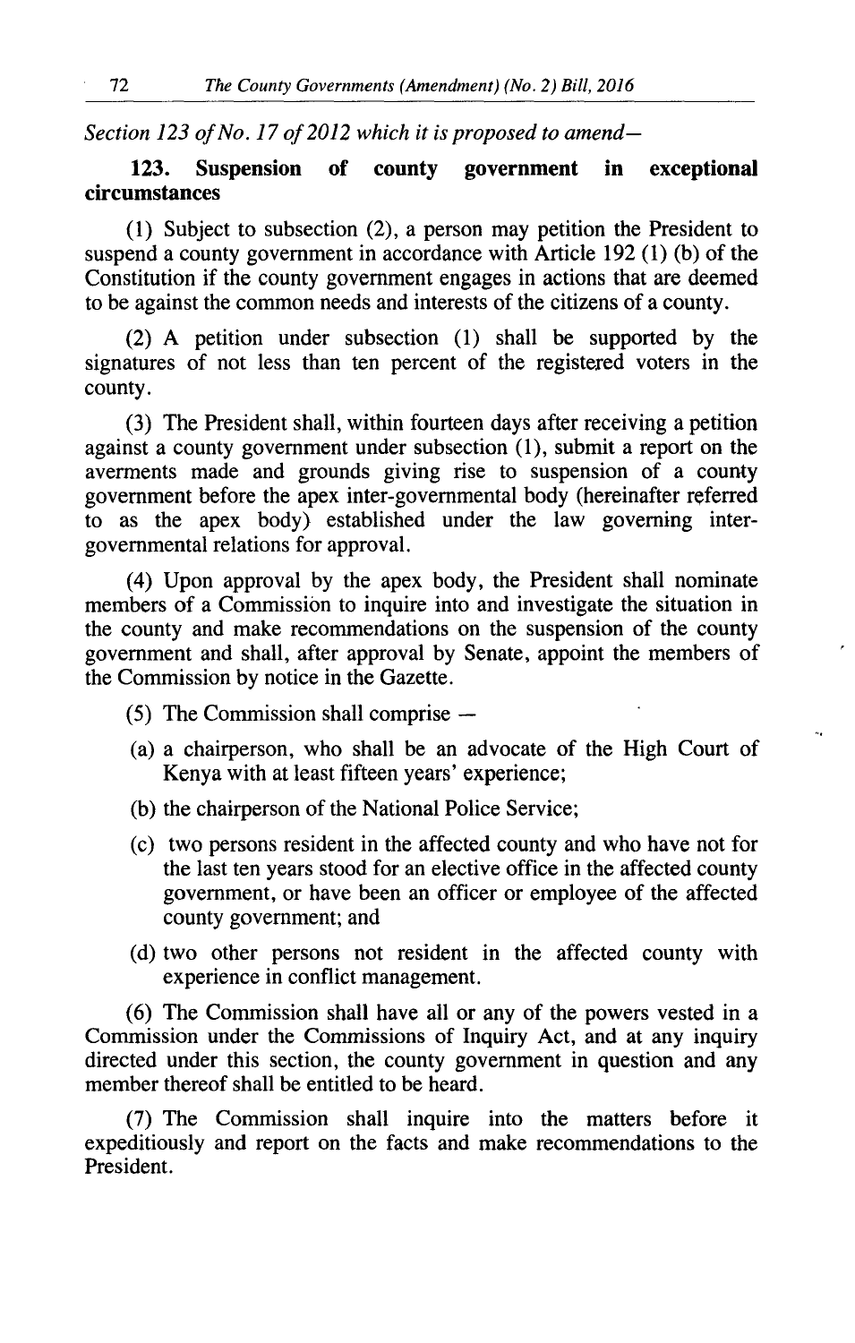*Section 123 of No. 17 of 2012 which it is proposed to amend—*

**123. Suspension of county government in exceptional circumstances**

(1) Subject to subsection (2), a person may petition the President to suspend a county government in accordance with Article 192 (1) (b) of the Constitution if the county government engages in actions that are deemed to be against the common needs and interests of the citizens of a county.

(2) A petition under subsection (1) shall be supported by the signatures of not less than ten percent of the registered voters in the county.

(3) The President shall, within fourteen days after receiving a petition against a county government under subsection (1), submit a report on the averments made and grounds giving rise to suspension of a county government before the apex inter-governmental body (hereinafter referred to as the apex body) established under the law governing inter-governmental relations for approval.

(4) Upon approval by the apex body, the President shall nominate members of a Commission to inquire into and investigate the situation in the county and make recommendations on the suspension of the county government and shall, after approval by Senate, appoint the members of the Commission by notice in the Gazette.

(5) The Commission shall comprise —

(a) a chairperson, who shall be an advocate of the High Court of Kenya with at least fifteen years' experience;

(b) the chairperson of the National Police Service;

(c) two persons resident in the affected county and who have not for the last ten years stood for an elective office in the affected county government, or have been an officer or employee of the affected county government; and

(d) two other persons not resident in the affected county with experience in conflict management.

(6) The Commission shall have all or any of the powers vested in a Commission under the Commissions of Inquiry Act, and at any inquiry directed under this section, the county government in question and any member thereof shall be entitled to be heard.

(7) The Commission shall inquire into the matters before it expeditiously and report on the facts and make recommendations to the President.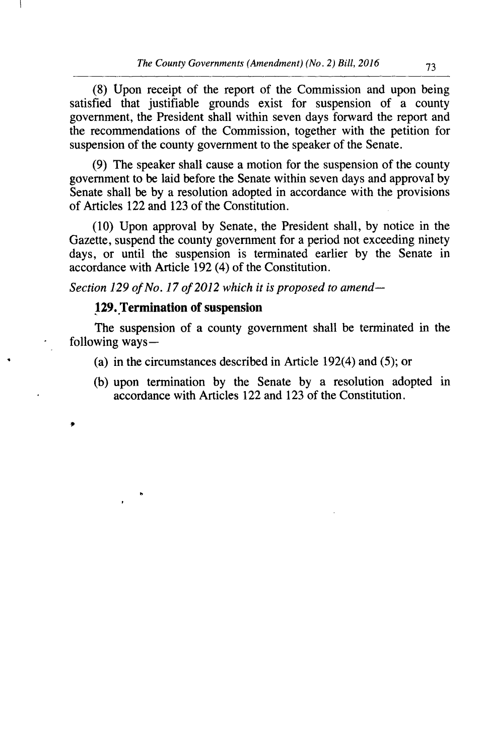(8) Upon receipt of the report of the Commission and upon being satisfied that justifiable grounds exist for suspension of a county government, the President shall within seven days forward the report and the recommendations of the Commission, together with the petition for suspension of the county government to the speaker of the Senate.

(9) The speaker shall cause a motion for the suspension of the county government to be laid before the Senate within seven days and approval by Senate shall be by a resolution adopted in accordance with the provisions of Articles 122 and 123 of the Constitution.

(10) Upon approval by Senate, the President shall, by notice in the Gazette, suspend the county government for a period not exceeding ninety days, or until the suspension is terminated earlier by the Senate in accordance with Article 192 (4) of the Constitution.

*Section 129 of No. 17 of 2012 which it is proposed to amend—*

**129. Termination of suspension**

The suspension of a county government shall be terminated in the following ways—

(a) in the circumstances described in Article 192(4) and (5); or

(b) upon termination by the Senate by a resolution adopted in accordance with Articles 122 and 123 of the Constitution.